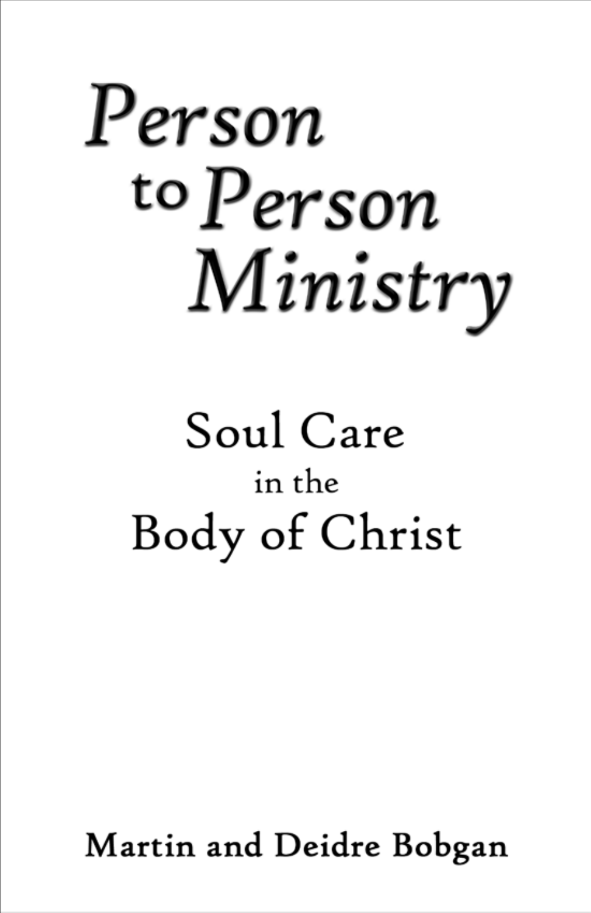# *Person to Person Ministry*

## Soul Care in the Body of Christ

Martin and Deidre Bobgan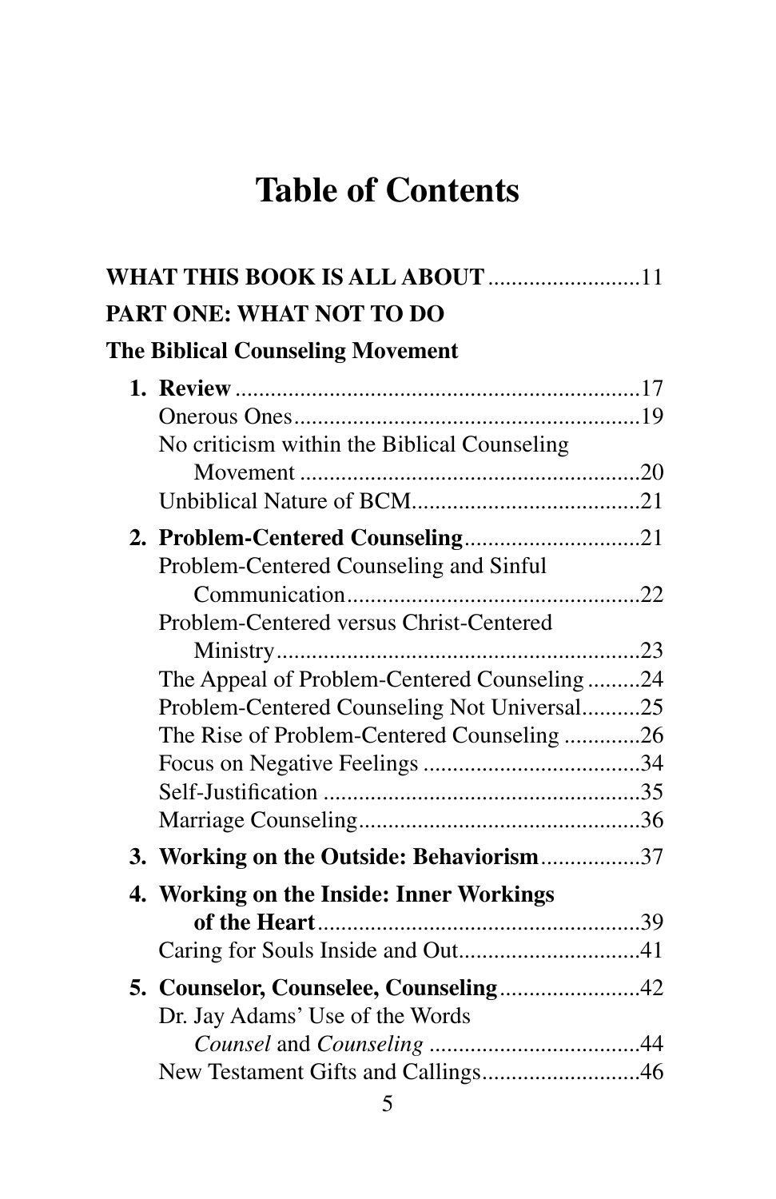# Table of Contents

**WHAT THIS BOOK IS ALL ABOUT** .......................... 11

**PART ONE: WHAT NOT TO DO**

**The Biblical Counseling Movement**

1. **Review** .................................................................... 17
   - Onerous Ones .......................................................... 19
   - No criticism within the Biblical Counseling Movement .......................................................... 20
   - Unbiblical Nature of BCM ....................................... 21
2. **Problem-Centered Counseling** ............................. 21
   - Problem-Centered Counseling and Sinful Communication ................................................. 22
   - Problem-Centered versus Christ-Centered Ministry ............................................................. 23
   - The Appeal of Problem-Centered Counseling ......... 24
   - Problem-Centered Counseling Not Universal .......... 25
   - The Rise of Problem-Centered Counseling ............. 26
   - Focus on Negative Feelings ..................................... 34
   - Self-Justification ....................................................... 35
   - Marriage Counseling ................................................ 36
3. **Working on the Outside: Behaviorism** ................. 37
4. **Working on the Inside: Inner Workings of the Heart** ....................................................... 39
   - Caring for Souls Inside and Out ............................... 41
5. **Counselor, Counselee, Counseling** ........................ 42
   - Dr. Jay Adams' Use of the Words *Counsel* and *Counseling* .................................... 44
   - New Testament Gifts and Callings ........................... 46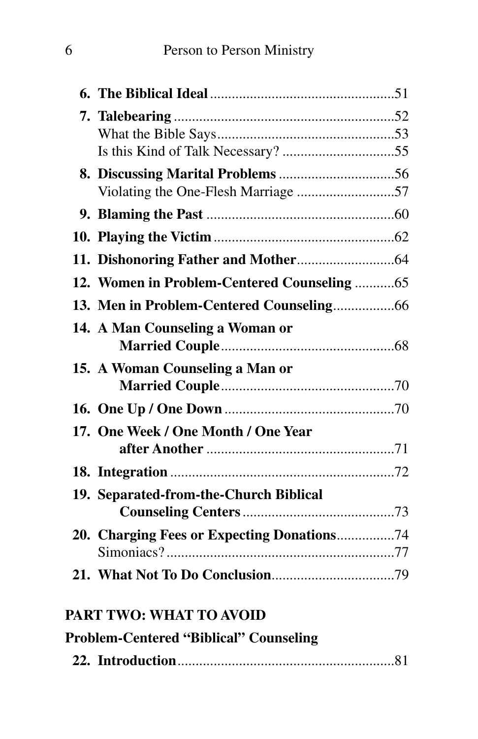**6. The Biblical Ideal** .................................................. 51

**7. Talebearing** .................................................. 52
What the Bible Says .................................................. 53
Is this Kind of Talk Necessary? .................................................. 55

**8. Discussing Marital Problems** .................................................. 56
Violating the One-Flesh Marriage .................................................. 57

**9. Blaming the Past** .................................................. 60

**10. Playing the Victim** .................................................. 62

**11. Dishonoring Father and Mother** .................................................. 64

**12. Women in Problem-Centered Counseling** .................................................. 65

**13. Men in Problem-Centered Counseling** .................................................. 66

**14. A Man Counseling a Woman or Married Couple** .................................................. 68

**15. A Woman Counseling a Man or Married Couple** .................................................. 70

**16. One Up / One Down** .................................................. 70

**17. One Week / One Month / One Year after Another** .................................................. 71

**18. Integration** .................................................. 72

**19. Separated-from-the-Church Biblical Counseling Centers** .................................................. 73

**20. Charging Fees or Expecting Donations** .................................................. 74
Simoniacs? .................................................. 77

**21. What Not To Do Conclusion** .................................................. 79

**PART TWO: WHAT TO AVOID**

**Problem-Centered "Biblical" Counseling**

**22. Introduction** .................................................. 81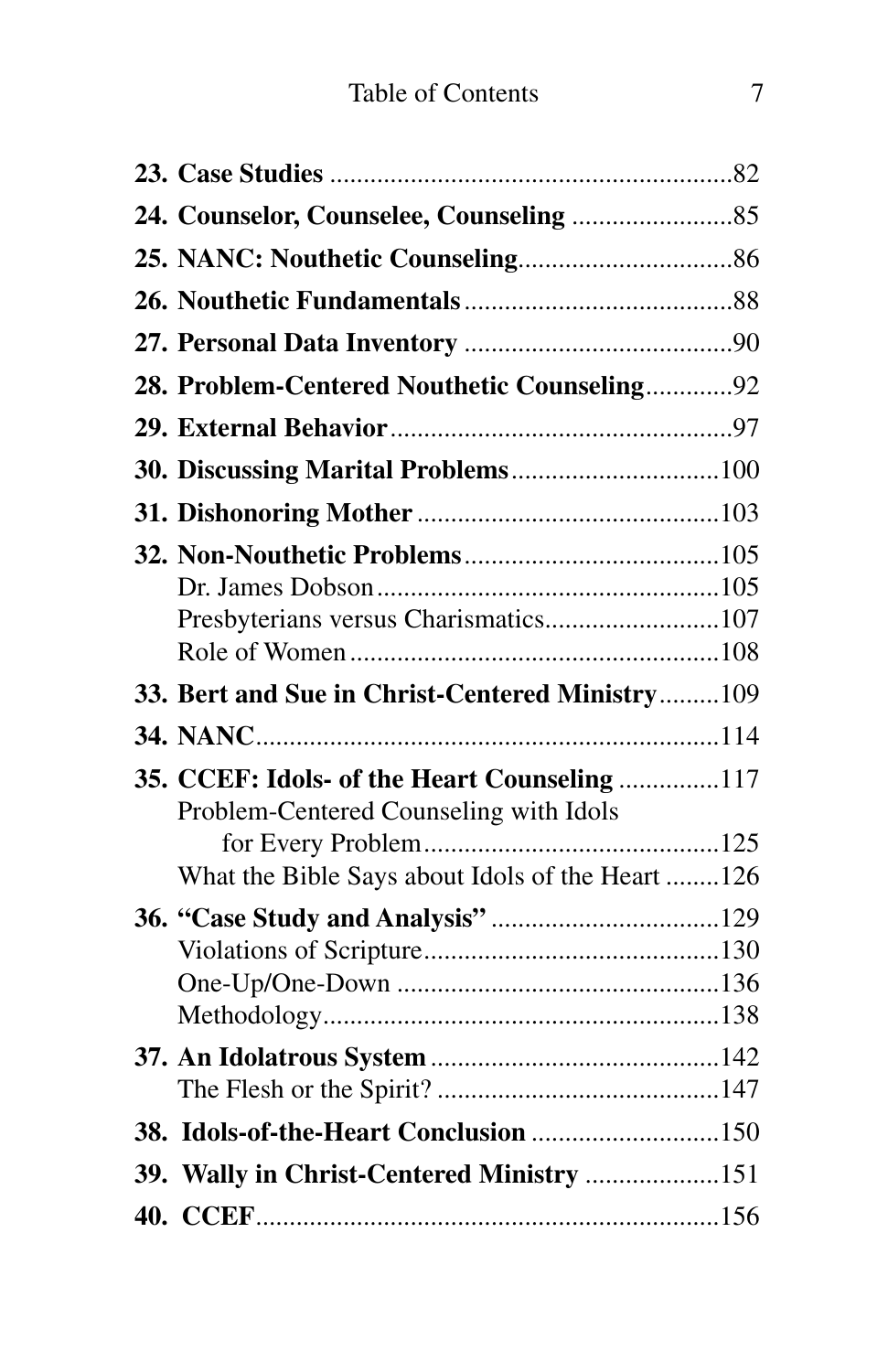| | |
|---|---|
| **23. Case Studies** | 82 |
| **24. Counselor, Counselee, Counseling** | 85 |
| **25. NANC: Nouthetic Counseling** | 86 |
| **26. Nouthetic Fundamentals** | 88 |
| **27. Personal Data Inventory** | 90 |
| **28. Problem-Centered Nouthetic Counseling** | 92 |
| **29. External Behavior** | 97 |
| **30. Discussing Marital Problems** | 100 |
| **31. Dishonoring Mother** | 103 |
| **32. Non-Nouthetic Problems** | 105 |
| Dr. James Dobson | 105 |
| Presbyterians versus Charismatics | 107 |
| Role of Women | 108 |
| **33. Bert and Sue in Christ-Centered Ministry** | 109 |
| **34. NANC** | 114 |
| **35. CCEF: Idols- of the Heart Counseling** | 117 |
| Problem-Centered Counseling with Idols for Every Problem | 125 |
| What the Bible Says about Idols of the Heart | 126 |
| **36. "Case Study and Analysis"** | 129 |
| Violations of Scripture | 130 |
| One-Up/One-Down | 136 |
| Methodology | 138 |
| **37. An Idolatrous System** | 142 |
| The Flesh or the Spirit? | 147 |
| **38. Idols-of-the-Heart Conclusion** | 150 |
| **39. Wally in Christ-Centered Ministry** | 151 |
| **40. CCEF** | 156 |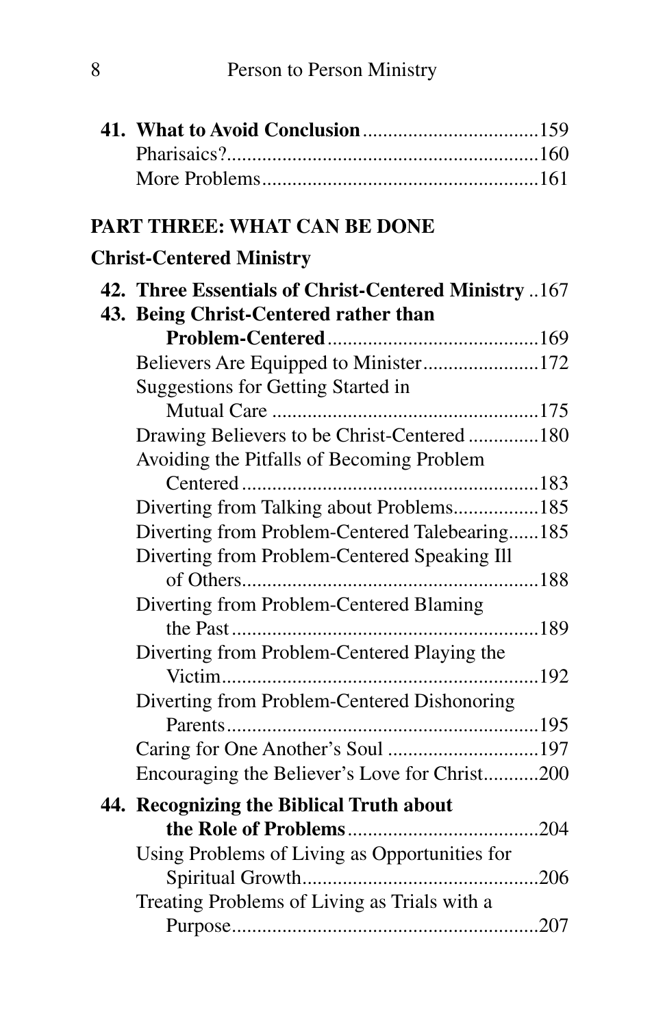**41. What to Avoid Conclusion** .................................159
Pharisaics? .................................160
More Problems .................................161

## PART THREE: WHAT CAN BE DONE

### Christ-Centered Ministry

**42. Three Essentials of Christ-Centered Ministry** ..167

**43. Being Christ-Centered rather than Problem-Centered** .................................169
Believers Are Equipped to Minister .................................172
Suggestions for Getting Started in Mutual Care .................................175
Drawing Believers to be Christ-Centered .................................180
Avoiding the Pitfalls of Becoming Problem Centered .................................183
Diverting from Talking about Problems .................................185
Diverting from Problem-Centered Talebearing .................................185
Diverting from Problem-Centered Speaking Ill of Others .................................188
Diverting from Problem-Centered Blaming the Past .................................189
Diverting from Problem-Centered Playing the Victim .................................192
Diverting from Problem-Centered Dishonoring Parents .................................195
Caring for One Another's Soul .................................197
Encouraging the Believer's Love for Christ .................................200

**44. Recognizing the Biblical Truth about the Role of Problems** .................................204
Using Problems of Living as Opportunities for Spiritual Growth .................................206
Treating Problems of Living as Trials with a Purpose .................................207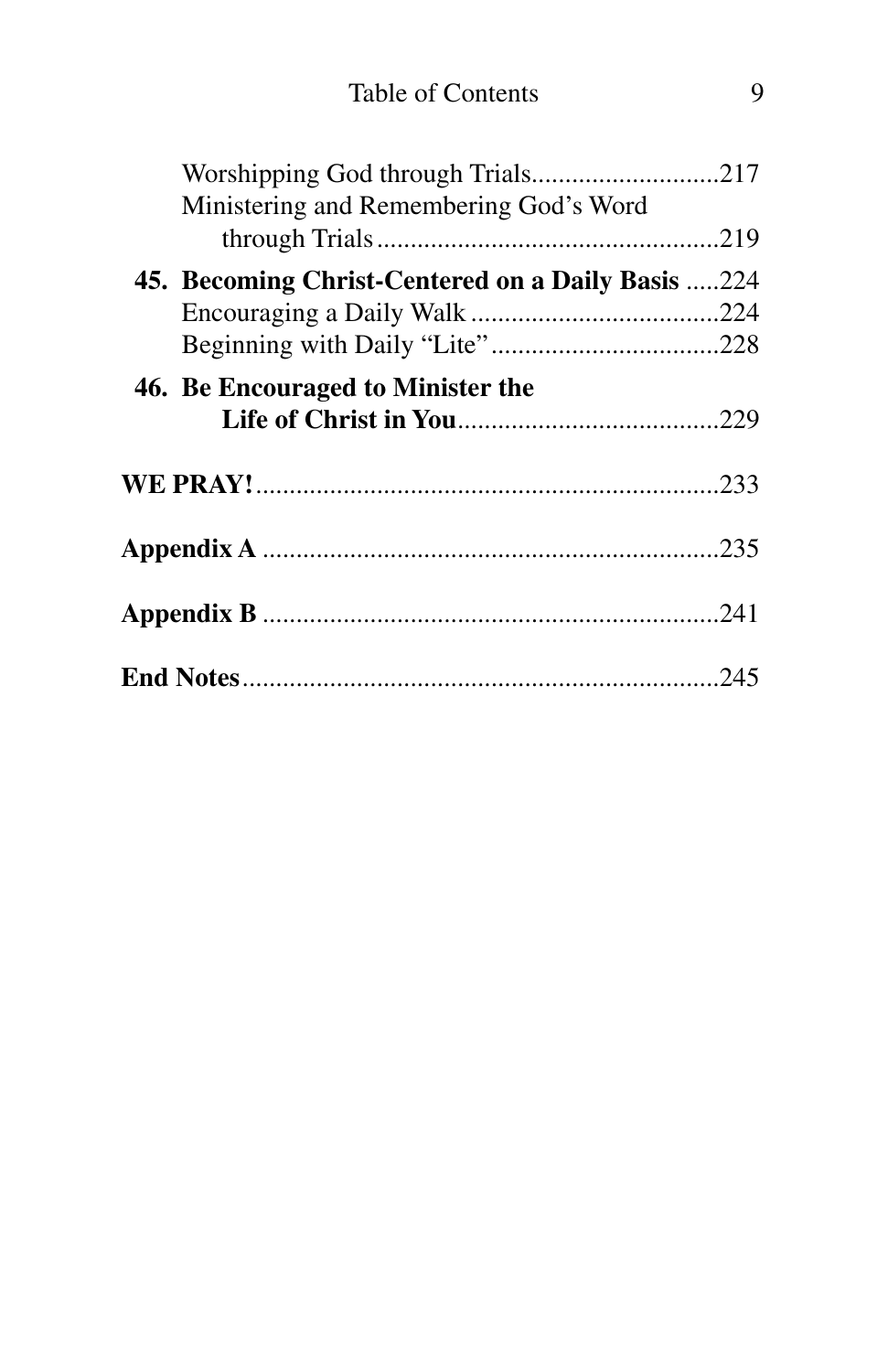Worshipping God through Trials............................217

Ministering and Remembering God's Word through Trials...................................................219

**45. Becoming Christ-Centered on a Daily Basis** .....224

Encouraging a Daily Walk .....................................224

Beginning with Daily "Lite"..................................228

**46. Be Encouraged to Minister the Life of Christ in You**.......................................229

**WE PRAY!**.....................................................................233

**Appendix A** ...................................................................235

**Appendix B** ...................................................................241

**End Notes**......................................................................245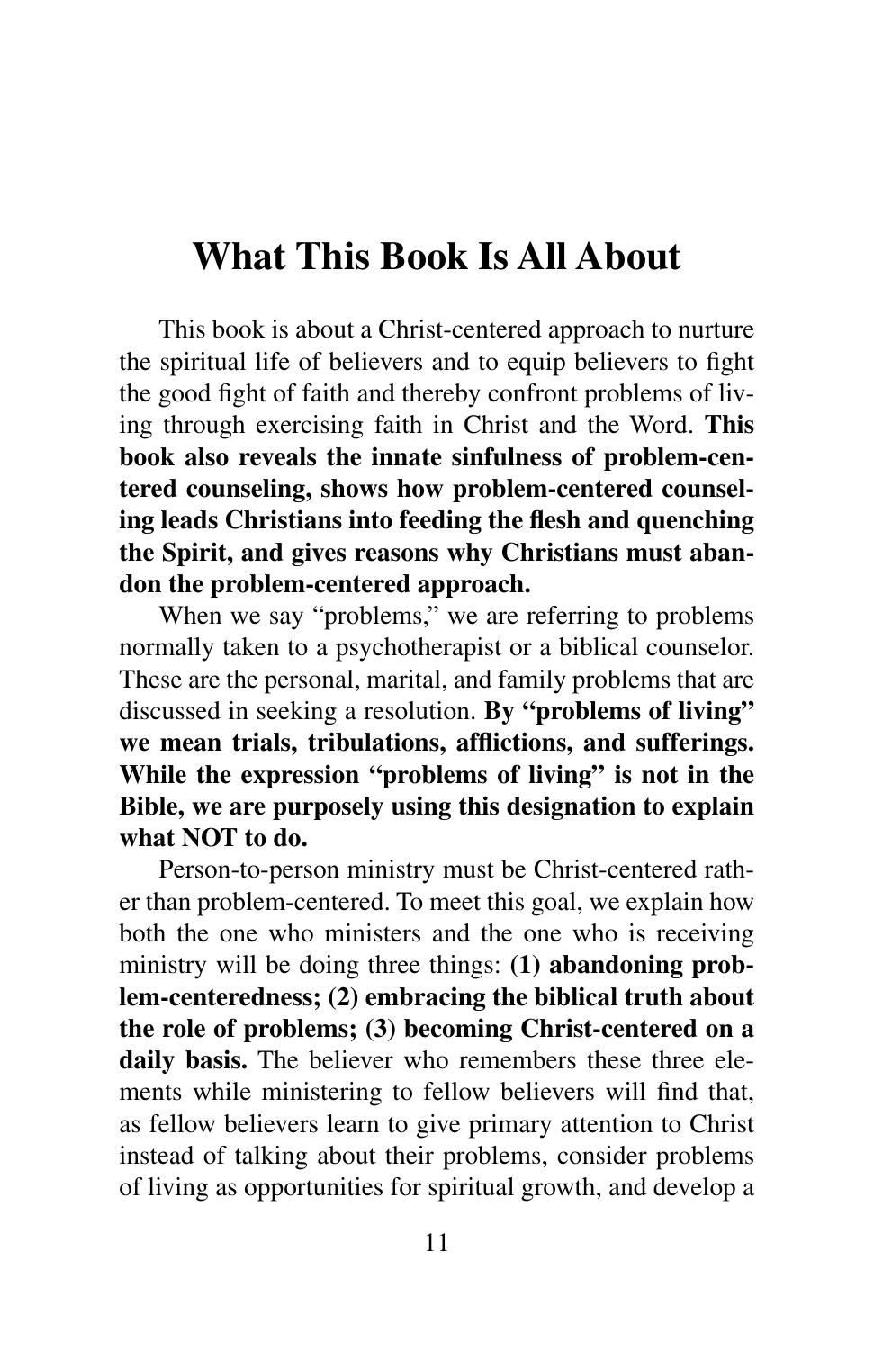# What This Book Is All About

This book is about a Christ-centered approach to nurture the spiritual life of believers and to equip believers to fight the good fight of faith and thereby confront problems of living through exercising faith in Christ and the Word. **This book also reveals the innate sinfulness of problem-centered counseling, shows how problem-centered counseling leads Christians into feeding the flesh and quenching the Spirit, and gives reasons why Christians must abandon the problem-centered approach.**

When we say "problems," we are referring to problems normally taken to a psychotherapist or a biblical counselor. These are the personal, marital, and family problems that are discussed in seeking a resolution. **By "problems of living" we mean trials, tribulations, afflictions, and sufferings. While the expression "problems of living" is not in the Bible, we are purposely using this designation to explain what NOT to do.**

Person-to-person ministry must be Christ-centered rather than problem-centered. To meet this goal, we explain how both the one who ministers and the one who is receiving ministry will be doing three things: **(1) abandoning problem-centeredness; (2) embracing the biblical truth about the role of problems; (3) becoming Christ-centered on a daily basis.** The believer who remembers these three elements while ministering to fellow believers will find that, as fellow believers learn to give primary attention to Christ instead of talking about their problems, consider problems of living as opportunities for spiritual growth, and develop a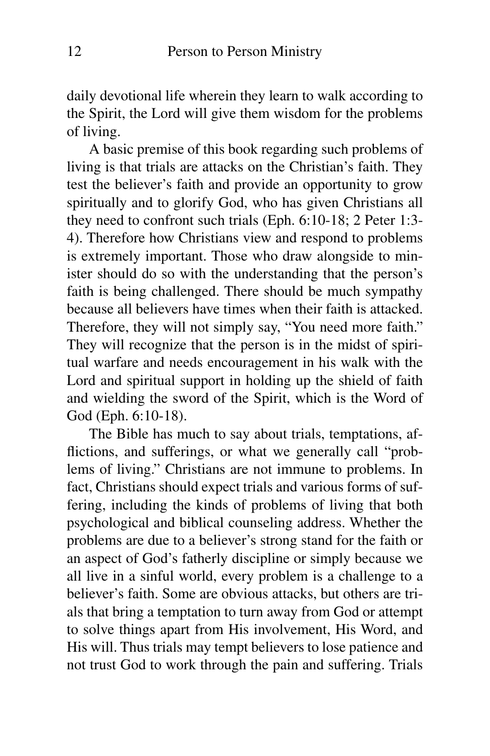daily devotional life wherein they learn to walk according to the Spirit, the Lord will give them wisdom for the problems of living.

A basic premise of this book regarding such problems of living is that trials are attacks on the Christian's faith. They test the believer's faith and provide an opportunity to grow spiritually and to glorify God, who has given Christians all they need to confront such trials (Eph. 6:10-18; 2 Peter 1:3-4). Therefore how Christians view and respond to problems is extremely important. Those who draw alongside to minister should do so with the understanding that the person's faith is being challenged. There should be much sympathy because all believers have times when their faith is attacked. Therefore, they will not simply say, "You need more faith." They will recognize that the person is in the midst of spiritual warfare and needs encouragement in his walk with the Lord and spiritual support in holding up the shield of faith and wielding the sword of the Spirit, which is the Word of God (Eph. 6:10-18).

The Bible has much to say about trials, temptations, afflictions, and sufferings, or what we generally call "problems of living." Christians are not immune to problems. In fact, Christians should expect trials and various forms of suffering, including the kinds of problems of living that both psychological and biblical counseling address. Whether the problems are due to a believer's strong stand for the faith or an aspect of God's fatherly discipline or simply because we all live in a sinful world, every problem is a challenge to a believer's faith. Some are obvious attacks, but others are trials that bring a temptation to turn away from God or attempt to solve things apart from His involvement, His Word, and His will. Thus trials may tempt believers to lose patience and not trust God to work through the pain and suffering. Trials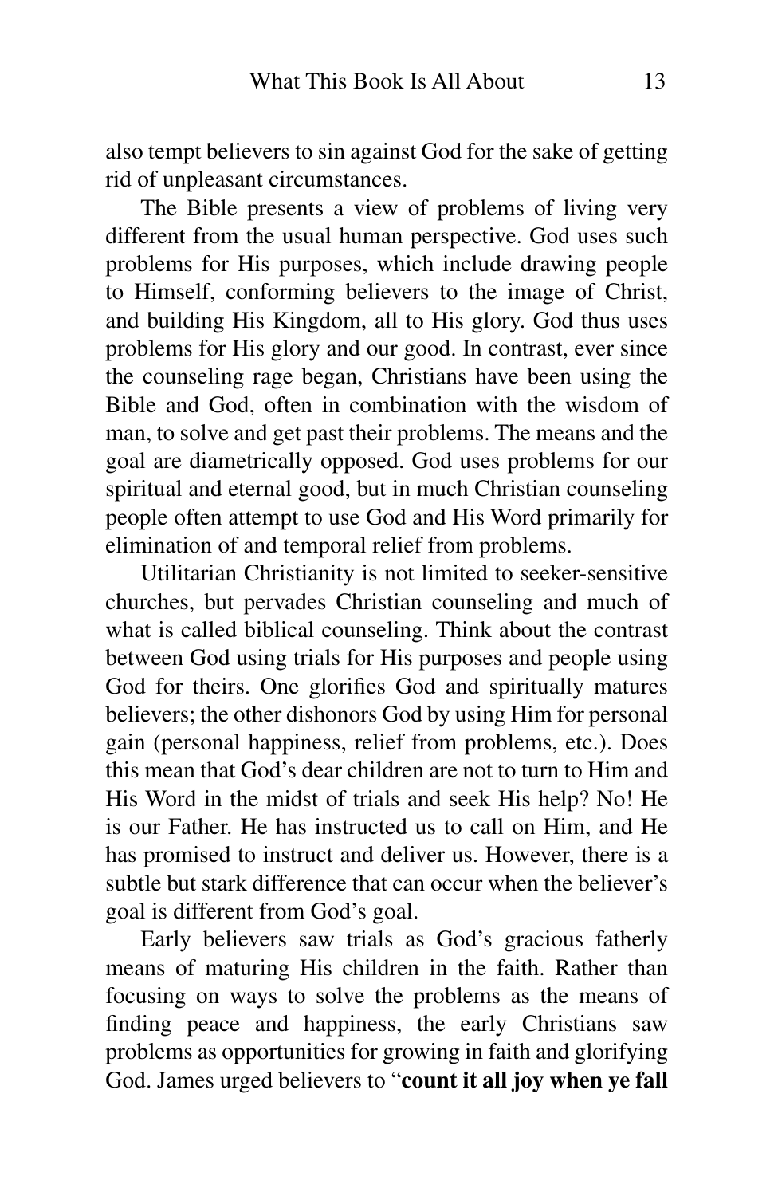also tempt believers to sin against God for the sake of getting rid of unpleasant circumstances.

The Bible presents a view of problems of living very different from the usual human perspective. God uses such problems for His purposes, which include drawing people to Himself, conforming believers to the image of Christ, and building His Kingdom, all to His glory. God thus uses problems for His glory and our good. In contrast, ever since the counseling rage began, Christians have been using the Bible and God, often in combination with the wisdom of man, to solve and get past their problems. The means and the goal are diametrically opposed. God uses problems for our spiritual and eternal good, but in much Christian counseling people often attempt to use God and His Word primarily for elimination of and temporal relief from problems.

Utilitarian Christianity is not limited to seeker-sensitive churches, but pervades Christian counseling and much of what is called biblical counseling. Think about the contrast between God using trials for His purposes and people using God for theirs. One glorifies God and spiritually matures believers; the other dishonors God by using Him for personal gain (personal happiness, relief from problems, etc.). Does this mean that God's dear children are not to turn to Him and His Word in the midst of trials and seek His help? No! He is our Father. He has instructed us to call on Him, and He has promised to instruct and deliver us. However, there is a subtle but stark difference that can occur when the believer's goal is different from God's goal.

Early believers saw trials as God's gracious fatherly means of maturing His children in the faith. Rather than focusing on ways to solve the problems as the means of finding peace and happiness, the early Christians saw problems as opportunities for growing in faith and glorifying God. James urged believers to "**count it all joy when ye fall**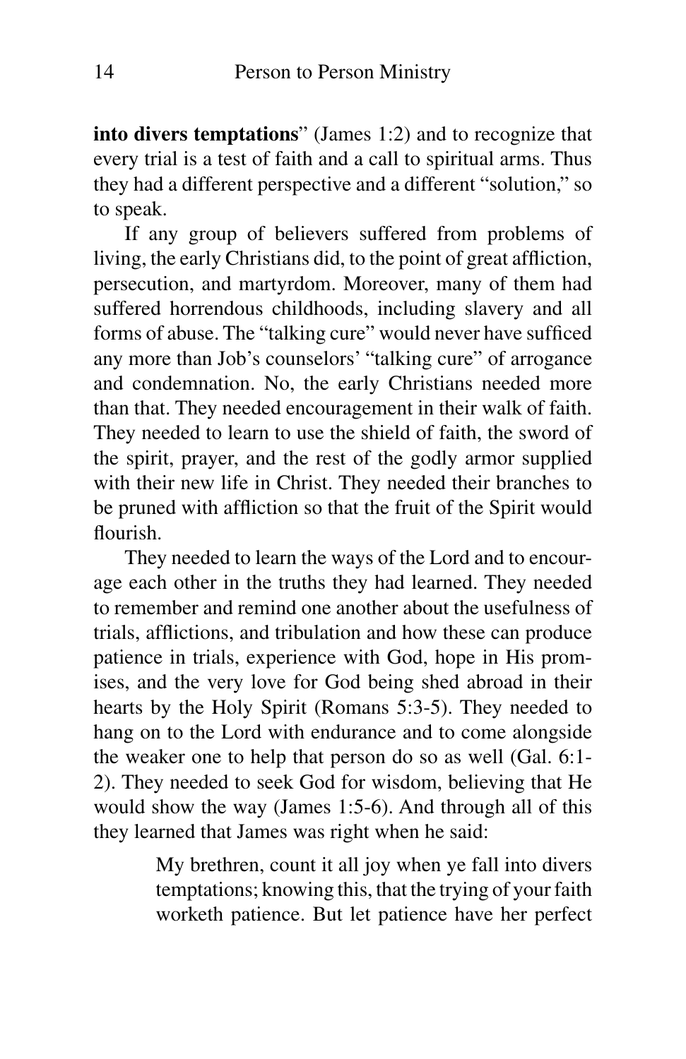**into divers temptations**" (James 1:2) and to recognize that every trial is a test of faith and a call to spiritual arms. Thus they had a different perspective and a different "solution," so to speak.

If any group of believers suffered from problems of living, the early Christians did, to the point of great affliction, persecution, and martyrdom. Moreover, many of them had suffered horrendous childhoods, including slavery and all forms of abuse. The "talking cure" would never have sufficed any more than Job's counselors' "talking cure" of arrogance and condemnation. No, the early Christians needed more than that. They needed encouragement in their walk of faith. They needed to learn to use the shield of faith, the sword of the spirit, prayer, and the rest of the godly armor supplied with their new life in Christ. They needed their branches to be pruned with affliction so that the fruit of the Spirit would flourish.

They needed to learn the ways of the Lord and to encourage each other in the truths they had learned. They needed to remember and remind one another about the usefulness of trials, afflictions, and tribulation and how these can produce patience in trials, experience with God, hope in His promises, and the very love for God being shed abroad in their hearts by the Holy Spirit (Romans 5:3-5). They needed to hang on to the Lord with endurance and to come alongside the weaker one to help that person do so as well (Gal. 6:1-2). They needed to seek God for wisdom, believing that He would show the way (James 1:5-6). And through all of this they learned that James was right when he said:

> My brethren, count it all joy when ye fall into divers temptations; knowing this, that the trying of your faith worketh patience. But let patience have her perfect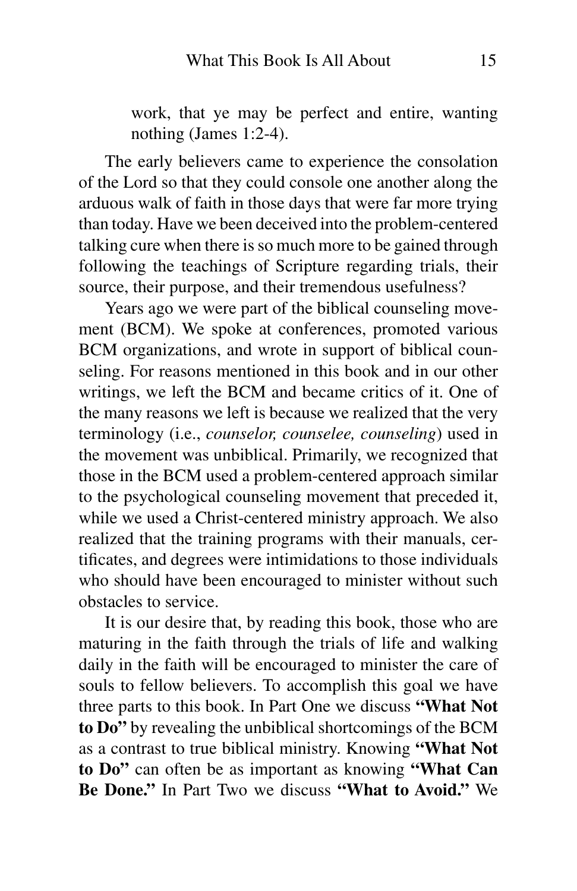> work, that ye may be perfect and entire, wanting nothing (James 1:2-4).

The early believers came to experience the consolation of the Lord so that they could console one another along the arduous walk of faith in those days that were far more trying than today. Have we been deceived into the problem-centered talking cure when there is so much more to be gained through following the teachings of Scripture regarding trials, their source, their purpose, and their tremendous usefulness?

Years ago we were part of the biblical counseling movement (BCM). We spoke at conferences, promoted various BCM organizations, and wrote in support of biblical counseling. For reasons mentioned in this book and in our other writings, we left the BCM and became critics of it. One of the many reasons we left is because we realized that the very terminology (i.e., *counselor, counselee, counseling*) used in the movement was unbiblical. Primarily, we recognized that those in the BCM used a problem-centered approach similar to the psychological counseling movement that preceded it, while we used a Christ-centered ministry approach. We also realized that the training programs with their manuals, certificates, and degrees were intimidations to those individuals who should have been encouraged to minister without such obstacles to service.

It is our desire that, by reading this book, those who are maturing in the faith through the trials of life and walking daily in the faith will be encouraged to minister the care of souls to fellow believers. To accomplish this goal we have three parts to this book. In Part One we discuss **"What Not to Do"** by revealing the unbiblical shortcomings of the BCM as a contrast to true biblical ministry. Knowing **"What Not to Do"** can often be as important as knowing **"What Can Be Done."** In Part Two we discuss **"What to Avoid."** We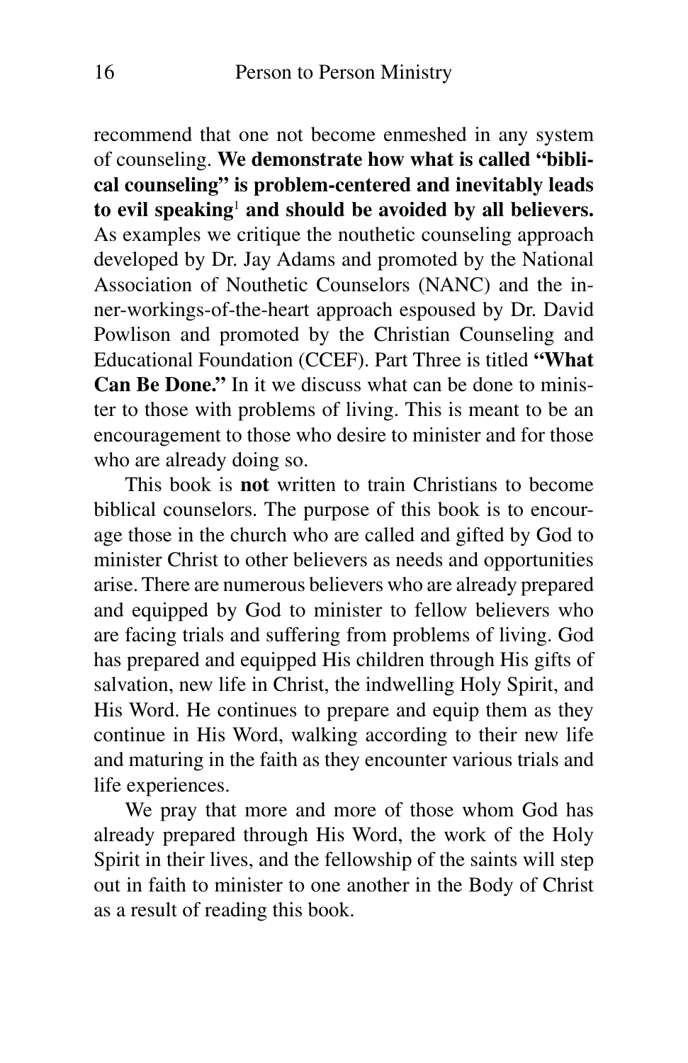recommend that one not become enmeshed in any system of counseling. **We demonstrate how what is called "biblical counseling" is problem-centered and inevitably leads to evil speaking[1] and should be avoided by all believers.** As examples we critique the nouthetic counseling approach developed by Dr. Jay Adams and promoted by the National Association of Nouthetic Counselors (NANC) and the inner-workings-of-the-heart approach espoused by Dr. David Powlison and promoted by the Christian Counseling and Educational Foundation (CCEF). Part Three is titled **"What Can Be Done."** In it we discuss what can be done to minister to those with problems of living. This is meant to be an encouragement to those who desire to minister and for those who are already doing so.

This book is **not** written to train Christians to become biblical counselors. The purpose of this book is to encourage those in the church who are called and gifted by God to minister Christ to other believers as needs and opportunities arise. There are numerous believers who are already prepared and equipped by God to minister to fellow believers who are facing trials and suffering from problems of living. God has prepared and equipped His children through His gifts of salvation, new life in Christ, the indwelling Holy Spirit, and His Word. He continues to prepare and equip them as they continue in His Word, walking according to their new life and maturing in the faith as they encounter various trials and life experiences.

We pray that more and more of those whom God has already prepared through His Word, the work of the Holy Spirit in their lives, and the fellowship of the saints will step out in faith to minister to one another in the Body of Christ as a result of reading this book.